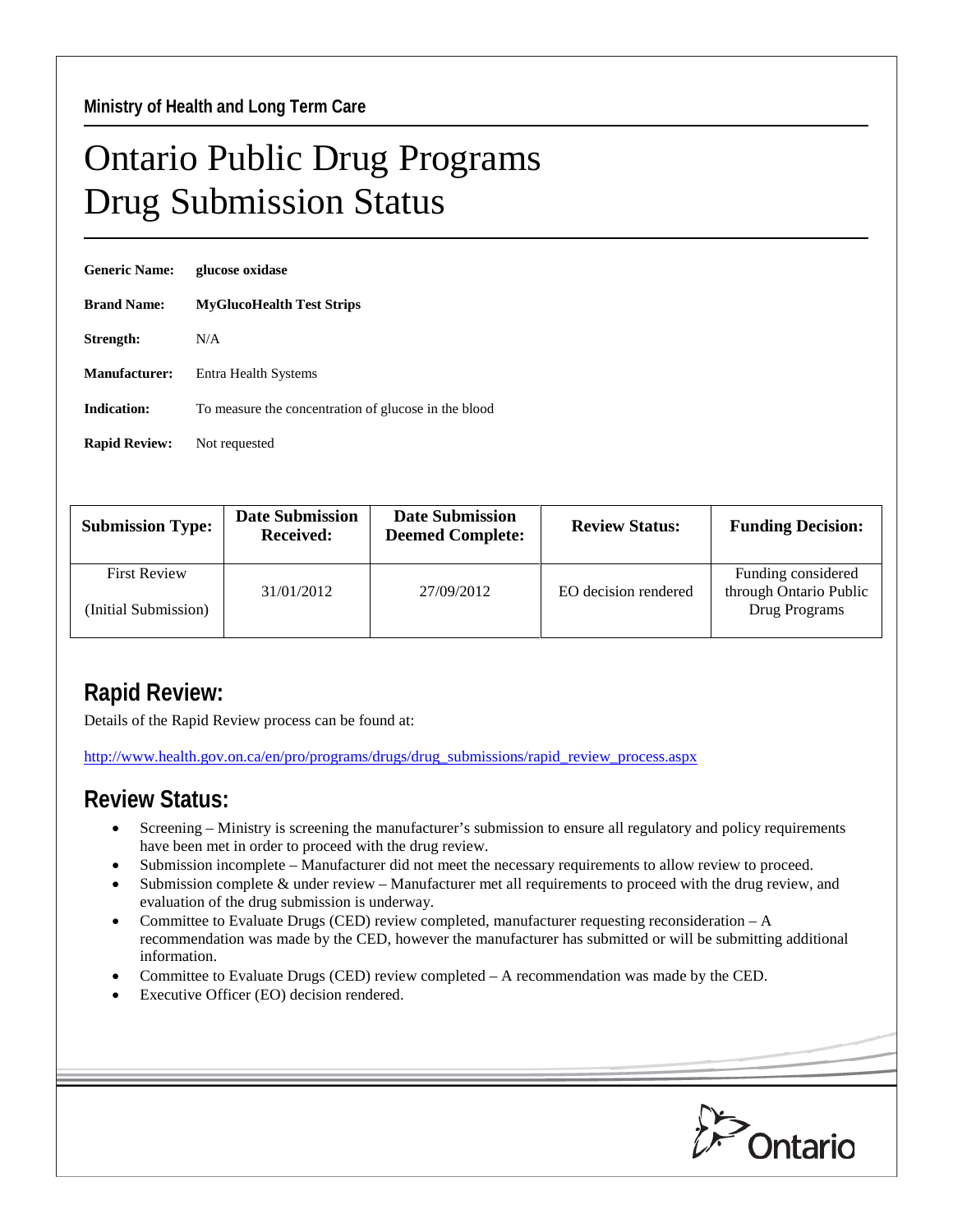Ministry of Health and Long Term Care

# Ontario Public Drug Programs
# Drug Submission Status

**Generic Name:** **glucose oxidase**

**Brand Name:** **MyGlucoHealth Test Strips**

**Strength:** N/A

**Manufacturer:** Entra Health Systems

**Indication:** To measure the concentration of glucose in the blood

**Rapid Review:** Not requested

| Submission Type: | Date Submission Received: | Date Submission Deemed Complete: | Review Status: | Funding Decision: |
|---|---|---|---|---|
| First Review (Initial Submission) | 31/01/2012 | 27/09/2012 | EO decision rendered | Funding considered through Ontario Public Drug Programs |

## Rapid Review:

Details of the Rapid Review process can be found at:

http://www.health.gov.on.ca/en/pro/programs/drugs/drug_submissions/rapid_review_process.aspx

## Review Status:

- Screening – Ministry is screening the manufacturer's submission to ensure all regulatory and policy requirements have been met in order to proceed with the drug review.
- Submission incomplete – Manufacturer did not meet the necessary requirements to allow review to proceed.
- Submission complete & under review – Manufacturer met all requirements to proceed with the drug review, and evaluation of the drug submission is underway.
- Committee to Evaluate Drugs (CED) review completed, manufacturer requesting reconsideration – A recommendation was made by the CED, however the manufacturer has submitted or will be submitting additional information.
- Committee to Evaluate Drugs (CED) review completed – A recommendation was made by the CED.
- Executive Officer (EO) decision rendered.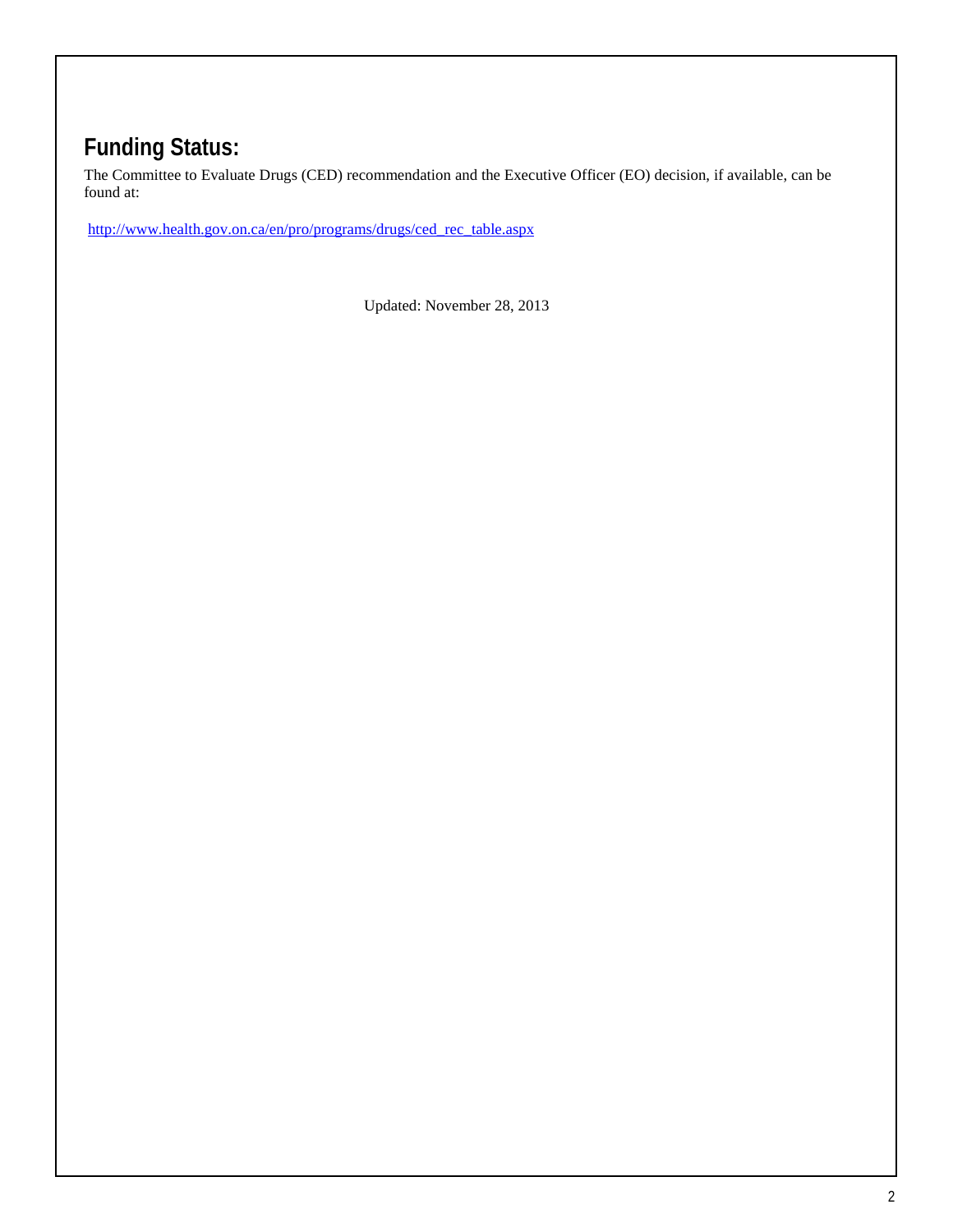## Funding Status:

The Committee to Evaluate Drugs (CED) recommendation and the Executive Officer (EO) decision, if available, can be found at:

http://www.health.gov.on.ca/en/pro/programs/drugs/ced_rec_table.aspx

Updated: November 28, 2013